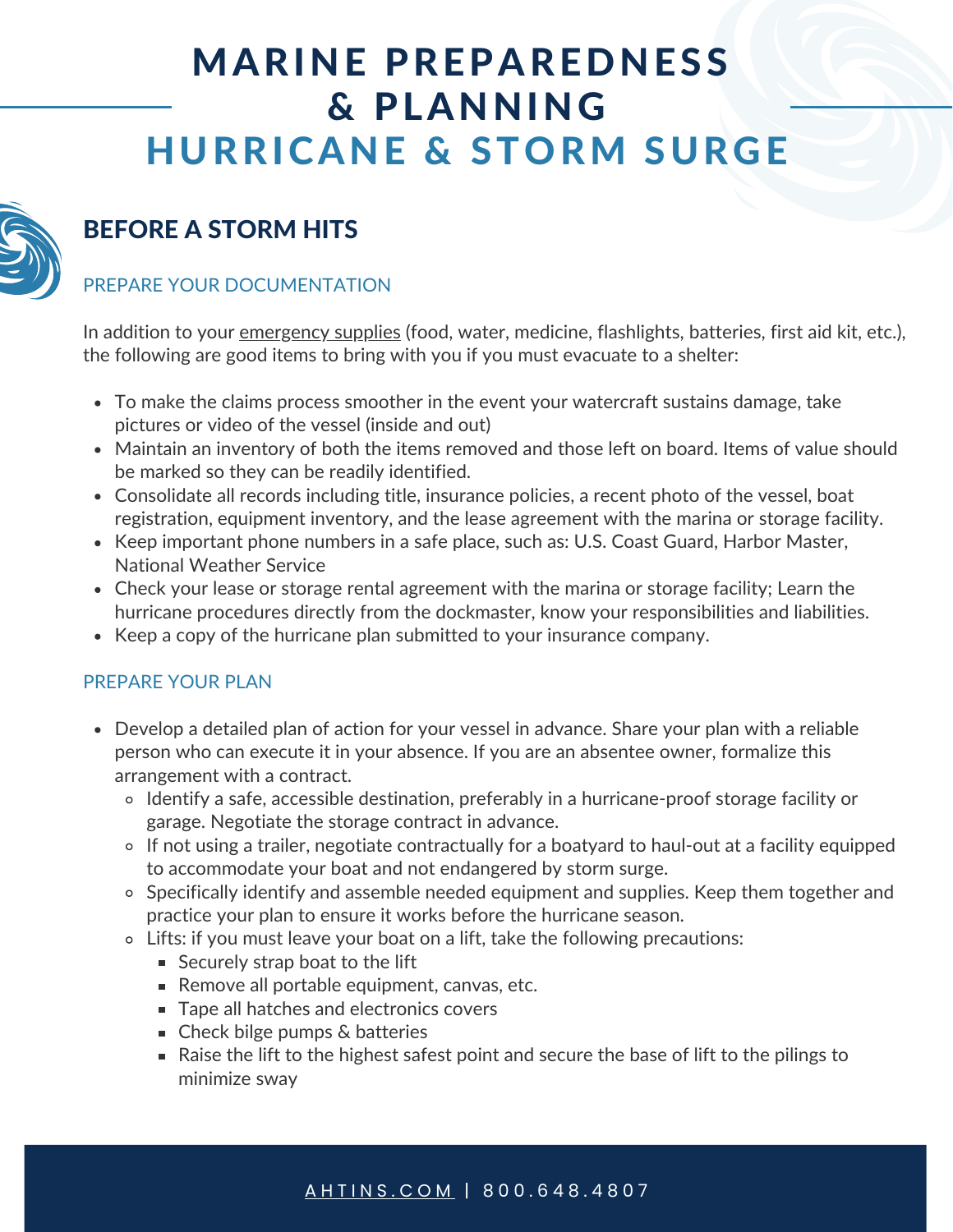# MARINE PREPAREDNESS & PLANNING
# HURRICANE & STORM SURGE

## BEFORE A STORM HITS

### PREPARE YOUR DOCUMENTATION

In addition to your emergency supplies (food, water, medicine, flashlights, batteries, first aid kit, etc.), the following are good items to bring with you if you must evacuate to a shelter:

- To make the claims process smoother in the event your watercraft sustains damage, take pictures or video of the vessel (inside and out)
- Maintain an inventory of both the items removed and those left on board. Items of value should be marked so they can be readily identified.
- Consolidate all records including title, insurance policies, a recent photo of the vessel, boat registration, equipment inventory, and the lease agreement with the marina or storage facility.
- Keep important phone numbers in a safe place, such as: U.S. Coast Guard, Harbor Master, National Weather Service
- Check your lease or storage rental agreement with the marina or storage facility; Learn the hurricane procedures directly from the dockmaster, know your responsibilities and liabilities.
- Keep a copy of the hurricane plan submitted to your insurance company.

### PREPARE YOUR PLAN

- Develop a detailed plan of action for your vessel in advance. Share your plan with a reliable person who can execute it in your absence. If you are an absentee owner, formalize this arrangement with a contract.
  - Identify a safe, accessible destination, preferably in a hurricane-proof storage facility or garage. Negotiate the storage contract in advance.
  - If not using a trailer, negotiate contractually for a boatyard to haul-out at a facility equipped to accommodate your boat and not endangered by storm surge.
  - Specifically identify and assemble needed equipment and supplies. Keep them together and practice your plan to ensure it works before the hurricane season.
  - Lifts: if you must leave your boat on a lift, take the following precautions:
    - Securely strap boat to the lift
    - Remove all portable equipment, canvas, etc.
    - Tape all hatches and electronics covers
    - Check bilge pumps & batteries
    - Raise the lift to the highest safest point and secure the base of lift to the pilings to minimize sway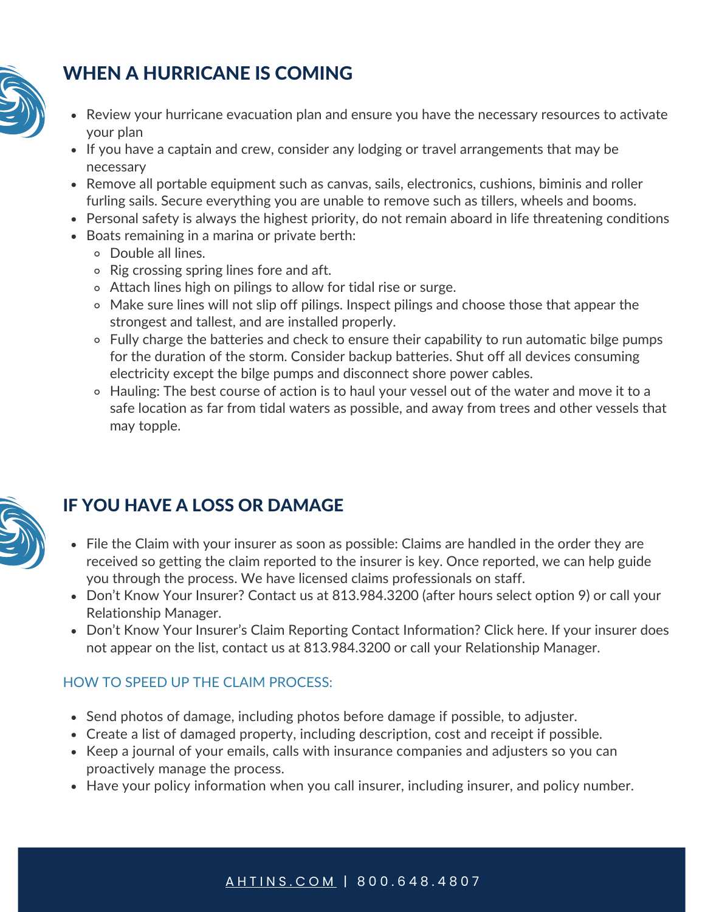## WHEN A HURRICANE IS COMING

- Review your hurricane evacuation plan and ensure you have the necessary resources to activate your plan
- If you have a captain and crew, consider any lodging or travel arrangements that may be necessary
- Remove all portable equipment such as canvas, sails, electronics, cushions, biminis and roller furling sails. Secure everything you are unable to remove such as tillers, wheels and booms.
- Personal safety is always the highest priority, do not remain aboard in life threatening conditions
- Boats remaining in a marina or private berth:
  - Double all lines.
  - Rig crossing spring lines fore and aft.
  - Attach lines high on pilings to allow for tidal rise or surge.
  - Make sure lines will not slip off pilings. Inspect pilings and choose those that appear the strongest and tallest, and are installed properly.
  - Fully charge the batteries and check to ensure their capability to run automatic bilge pumps for the duration of the storm. Consider backup batteries. Shut off all devices consuming electricity except the bilge pumps and disconnect shore power cables.
  - Hauling: The best course of action is to haul your vessel out of the water and move it to a safe location as far from tidal waters as possible, and away from trees and other vessels that may topple.

## IF YOU HAVE A LOSS OR DAMAGE

- File the Claim with your insurer as soon as possible: Claims are handled in the order they are received so getting the claim reported to the insurer is key. Once reported, we can help guide you through the process. We have licensed claims professionals on staff.
- Don't Know Your Insurer? Contact us at 813.984.3200 (after hours select option 9) or call your Relationship Manager.
- Don't Know Your Insurer's Claim Reporting Contact Information? Click here. If your insurer does not appear on the list, contact us at 813.984.3200 or call your Relationship Manager.

### HOW TO SPEED UP THE CLAIM PROCESS:

- Send photos of damage, including photos before damage if possible, to adjuster.
- Create a list of damaged property, including description, cost and receipt if possible.
- Keep a journal of your emails, calls with insurance companies and adjusters so you can proactively manage the process.
- Have your policy information when you call insurer, including insurer, and policy number.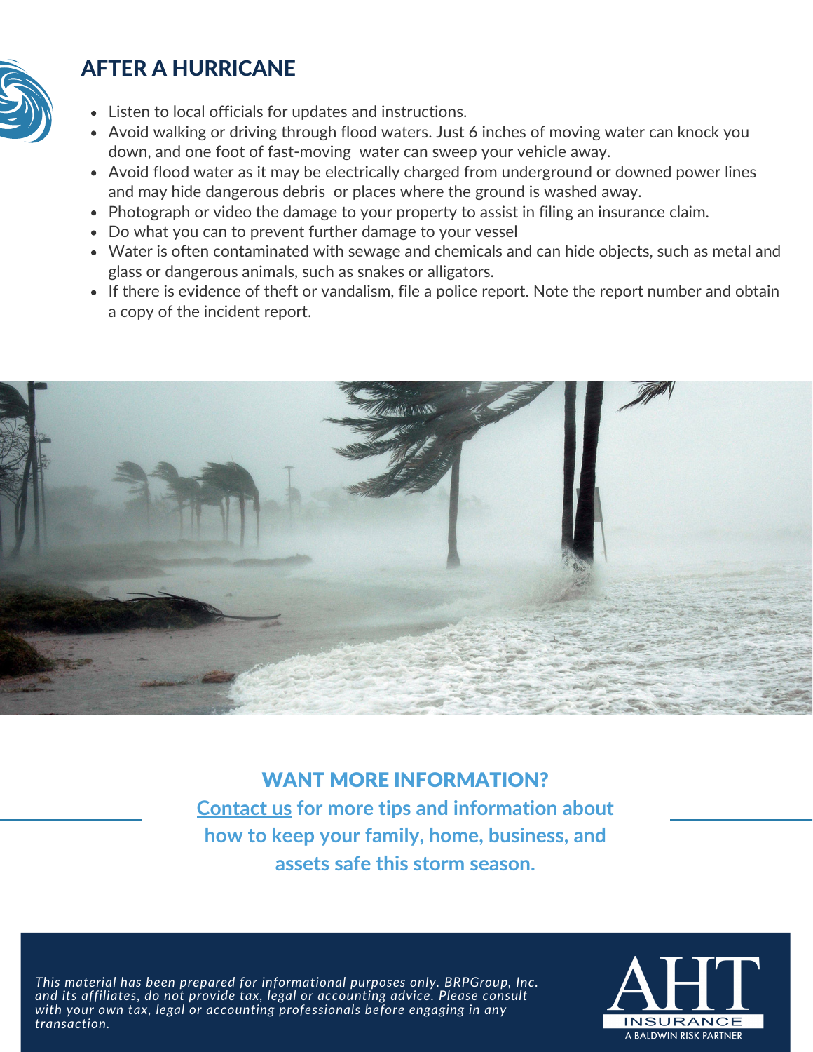## AFTER A HURRICANE

- Listen to local officials for updates and instructions.
- Avoid walking or driving through flood waters. Just 6 inches of moving water can knock you down, and one foot of fast-moving water can sweep your vehicle away.
- Avoid flood water as it may be electrically charged from underground or downed power lines and may hide dangerous debris or places where the ground is washed away.
- Photograph or video the damage to your property to assist in filing an insurance claim.
- Do what you can to prevent further damage to your vessel
- Water is often contaminated with sewage and chemicals and can hide objects, such as metal and glass or dangerous animals, such as snakes or alligators.
- If there is evidence of theft or vandalism, file a police report. Note the report number and obtain a copy of the incident report.

### WANT MORE INFORMATION?

**Contact us for more tips and information about how to keep your family, home, business, and assets safe this storm season.**

*This material has been prepared for informational purposes only. BRPGroup, Inc. and its affiliates, do not provide tax, legal or accounting advice. Please consult with your own tax, legal or accounting professionals before engaging in any transaction.*

AHT INSURANCE
A BALDWIN RISK PARTNER